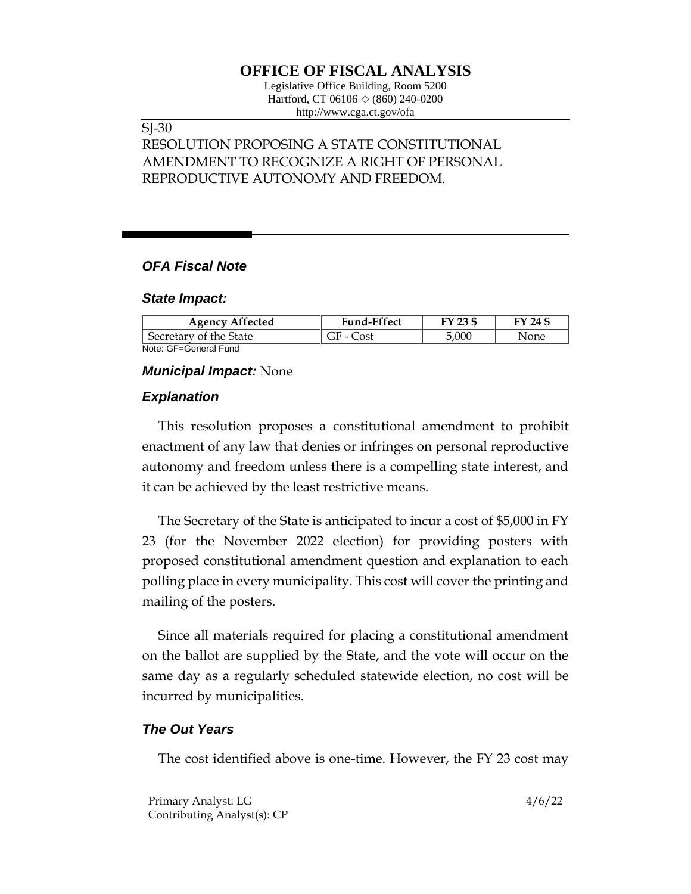# OFFICE OF FISCAL ANALYSIS

Legislative Office Building, Room 5200
Hartford, CT 06106 ◇ (860) 240-0200
http://www.cga.ct.gov/ofa

SJ-30
RESOLUTION PROPOSING A STATE CONSTITUTIONAL AMENDMENT TO RECOGNIZE A RIGHT OF PERSONAL REPRODUCTIVE AUTONOMY AND FREEDOM.

## *OFA Fiscal Note*

### *State Impact:*

| Agency Affected | Fund-Effect | FY 23 $ | FY 24 $ |
|---|---|---|---|
| Secretary of the State | GF - Cost | 5,000 | None |

Note: GF=General Fund

### *Municipal Impact:* None

### *Explanation*

This resolution proposes a constitutional amendment to prohibit enactment of any law that denies or infringes on personal reproductive autonomy and freedom unless there is a compelling state interest, and it can be achieved by the least restrictive means.

The Secretary of the State is anticipated to incur a cost of $5,000 in FY 23 (for the November 2022 election) for providing posters with proposed constitutional amendment question and explanation to each polling place in every municipality. This cost will cover the printing and mailing of the posters.

Since all materials required for placing a constitutional amendment on the ballot are supplied by the State, and the vote will occur on the same day as a regularly scheduled statewide election, no cost will be incurred by municipalities.

### *The Out Years*

The cost identified above is one-time. However, the FY 23 cost may

Primary Analyst: LG
Contributing Analyst(s): CP

4/6/22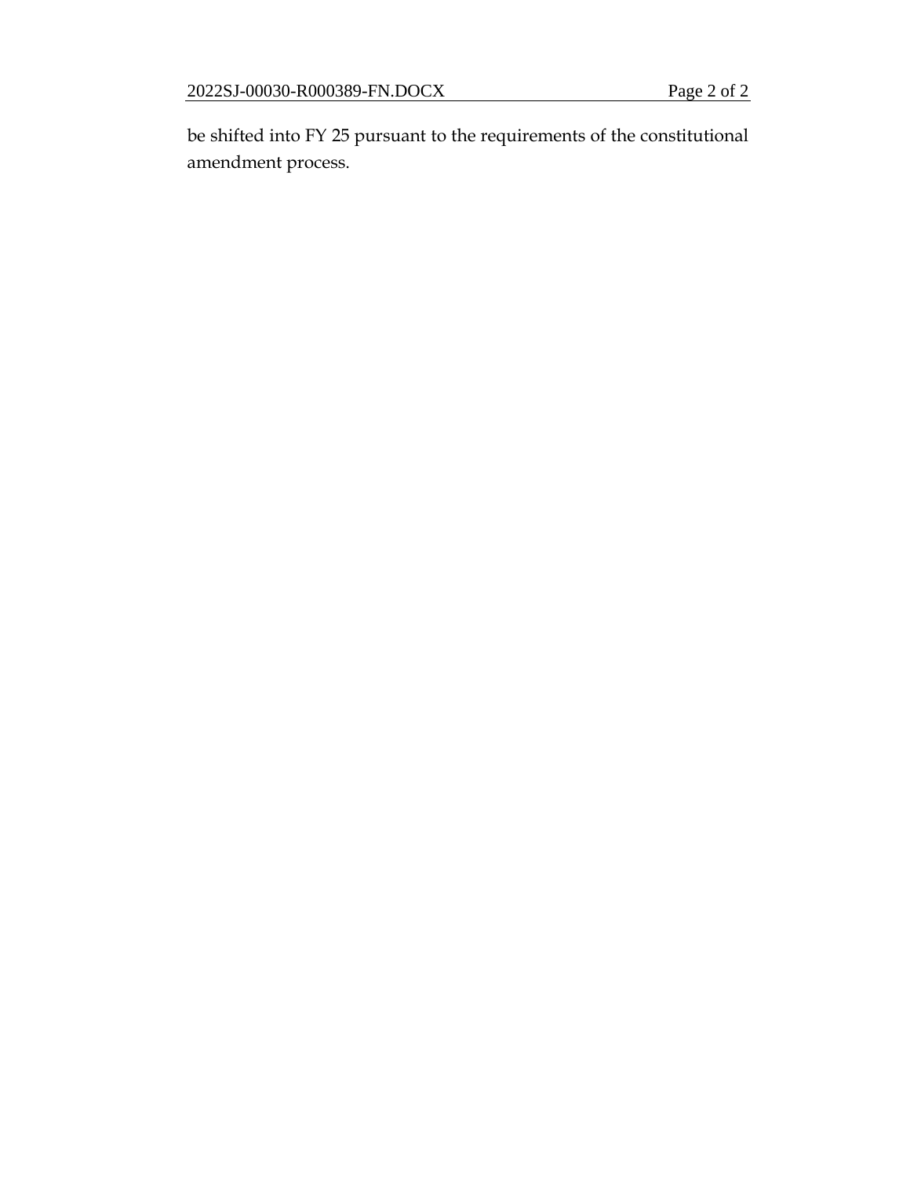be shifted into FY 25 pursuant to the requirements of the constitutional amendment process.